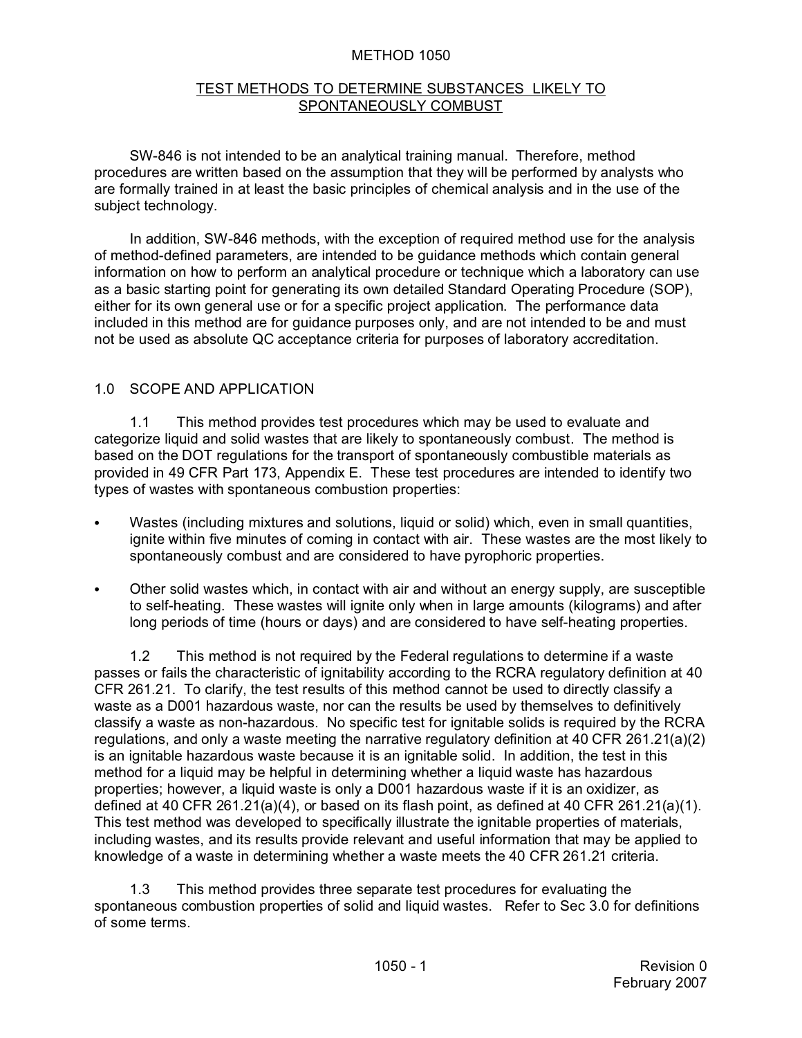# METHOD 1050

## TEST METHODS TO DETERMINE SUBSTANCES LIKELY TO SPONTANEOUSLY COMBUST

SW-846 is not intended to be an analytical training manual. Therefore, method procedures are written based on the assumption that they will be performed by analysts who are formally trained in at least the basic principles of chemical analysis and in the use of the subject technology.

In addition, SW-846 methods, with the exception of required method use for the analysis of method-defined parameters, are intended to be guidance methods which contain general information on how to perform an analytical procedure or technique which a laboratory can use as a basic starting point for generating its own detailed Standard Operating Procedure (SOP), either for its own general use or for a specific project application. The performance data included in this method are for guidance purposes only, and are not intended to be and must not be used as absolute QC acceptance criteria for purposes of laboratory accreditation.

## 1.0 SCOPE AND APPLICATION

1.1 This method provides test procedures which may be used to evaluate and categorize liquid and solid wastes that are likely to spontaneously combust. The method is based on the DOT regulations for the transport of spontaneously combustible materials as provided in 49 CFR Part 173, Appendix E. These test procedures are intended to identify two types of wastes with spontaneous combustion properties:

- Wastes (including mixtures and solutions, liquid or solid) which, even in small quantities, ignite within five minutes of coming in contact with air. These wastes are the most likely to spontaneously combust and are considered to have pyrophoric properties.
- Other solid wastes which, in contact with air and without an energy supply, are susceptible to self-heating. These wastes will ignite only when in large amounts (kilograms) and after long periods of time (hours or days) and are considered to have self-heating properties.

1.2 This method is not required by the Federal regulations to determine if a waste passes or fails the characteristic of ignitability according to the RCRA regulatory definition at 40 CFR 261.21. To clarify, the test results of this method cannot be used to directly classify a waste as a D001 hazardous waste, nor can the results be used by themselves to definitively classify a waste as non-hazardous. No specific test for ignitable solids is required by the RCRA regulations, and only a waste meeting the narrative regulatory definition at 40 CFR 261.21(a)(2) is an ignitable hazardous waste because it is an ignitable solid. In addition, the test in this method for a liquid may be helpful in determining whether a liquid waste has hazardous properties; however, a liquid waste is only a D001 hazardous waste if it is an oxidizer, as defined at 40 CFR 261.21(a)(4), or based on its flash point, as defined at 40 CFR 261.21(a)(1). This test method was developed to specifically illustrate the ignitable properties of materials, including wastes, and its results provide relevant and useful information that may be applied to knowledge of a waste in determining whether a waste meets the 40 CFR 261.21 criteria.

1.3 This method provides three separate test procedures for evaluating the spontaneous combustion properties of solid and liquid wastes. Refer to Sec 3.0 for definitions of some terms.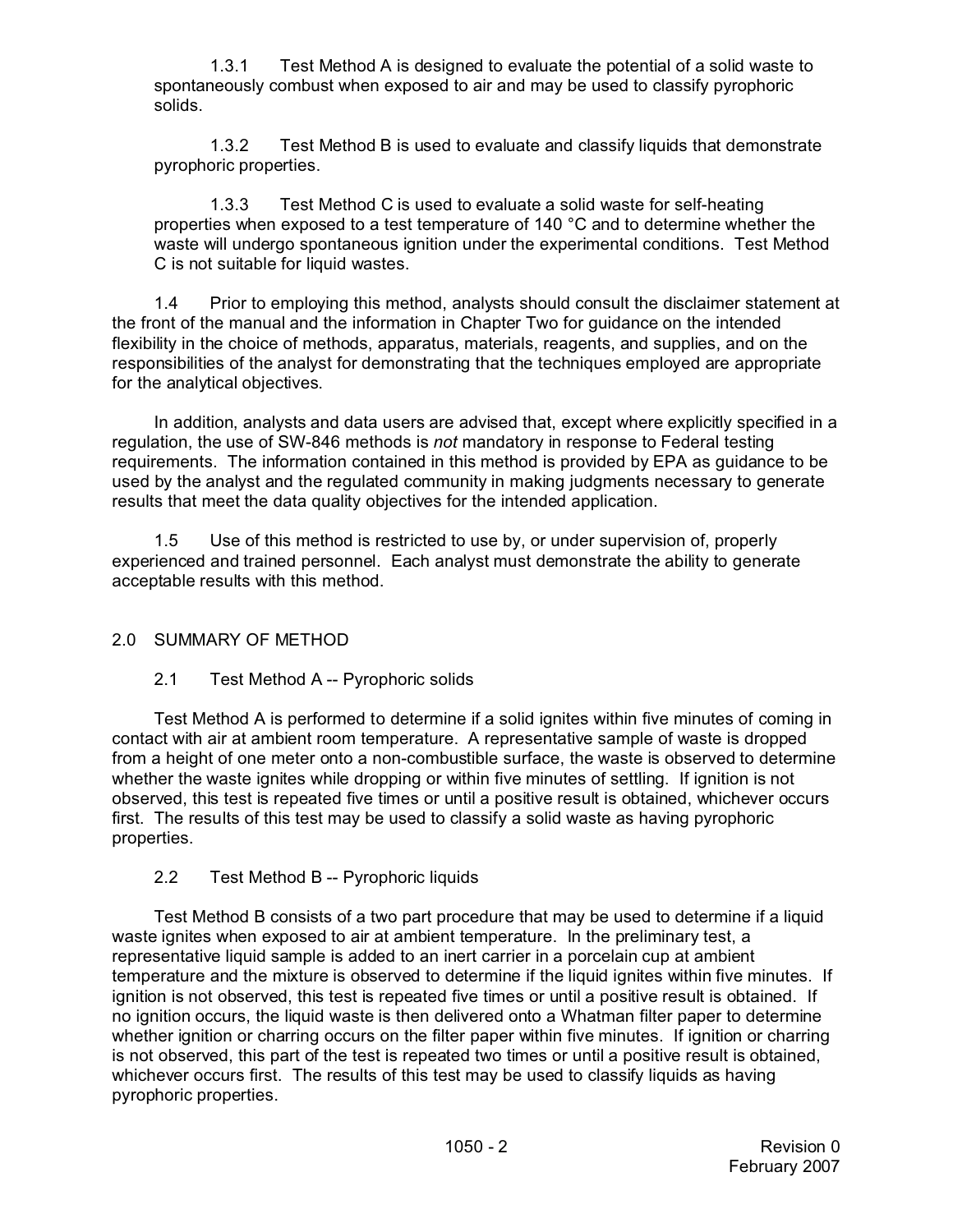1.3.1 Test Method A is designed to evaluate the potential of a solid waste to spontaneously combust when exposed to air and may be used to classify pyrophoric solids.

1.3.2 Test Method B is used to evaluate and classify liquids that demonstrate pyrophoric properties.

1.3.3 Test Method C is used to evaluate a solid waste for self-heating properties when exposed to a test temperature of 140 °C and to determine whether the waste will undergo spontaneous ignition under the experimental conditions. Test Method C is not suitable for liquid wastes.

1.4 Prior to employing this method, analysts should consult the disclaimer statement at the front of the manual and the information in Chapter Two for guidance on the intended flexibility in the choice of methods, apparatus, materials, reagents, and supplies, and on the responsibilities of the analyst for demonstrating that the techniques employed are appropriate for the analytical objectives.

In addition, analysts and data users are advised that, except where explicitly specified in a regulation, the use of SW-846 methods is *not* mandatory in response to Federal testing requirements. The information contained in this method is provided by EPA as guidance to be used by the analyst and the regulated community in making judgments necessary to generate results that meet the data quality objectives for the intended application.

1.5 Use of this method is restricted to use by, or under supervision of, properly experienced and trained personnel. Each analyst must demonstrate the ability to generate acceptable results with this method.

## 2.0 SUMMARY OF METHOD

### 2.1 Test Method A -- Pyrophoric solids

Test Method A is performed to determine if a solid ignites within five minutes of coming in contact with air at ambient room temperature. A representative sample of waste is dropped from a height of one meter onto a non-combustible surface, the waste is observed to determine whether the waste ignites while dropping or within five minutes of settling. If ignition is not observed, this test is repeated five times or until a positive result is obtained, whichever occurs first. The results of this test may be used to classify a solid waste as having pyrophoric properties.

### 2.2 Test Method B -- Pyrophoric liquids

Test Method B consists of a two part procedure that may be used to determine if a liquid waste ignites when exposed to air at ambient temperature. In the preliminary test, a representative liquid sample is added to an inert carrier in a porcelain cup at ambient temperature and the mixture is observed to determine if the liquid ignites within five minutes. If ignition is not observed, this test is repeated five times or until a positive result is obtained. If no ignition occurs, the liquid waste is then delivered onto a Whatman filter paper to determine whether ignition or charring occurs on the filter paper within five minutes. If ignition or charring is not observed, this part of the test is repeated two times or until a positive result is obtained, whichever occurs first. The results of this test may be used to classify liquids as having pyrophoric properties.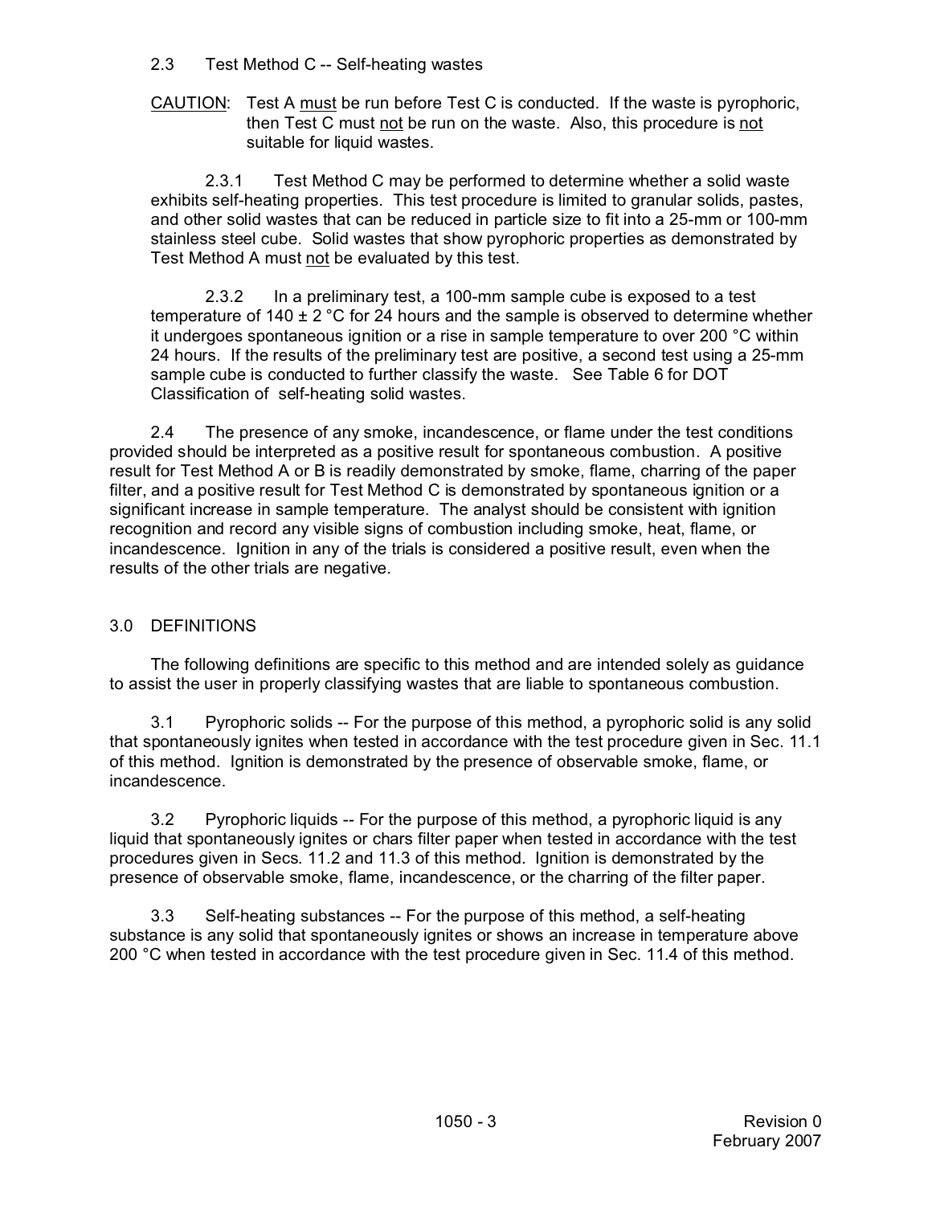### 2.3 Test Method C -- Self-heating wastes

<u>CAUTION</u>: Test A <u>must</u> be run before Test C is conducted. If the waste is pyrophoric, then Test C must <u>not</u> be run on the waste. Also, this procedure is <u>not</u> suitable for liquid wastes.

2.3.1 Test Method C may be performed to determine whether a solid waste exhibits self-heating properties. This test procedure is limited to granular solids, pastes, and other solid wastes that can be reduced in particle size to fit into a 25-mm or 100-mm stainless steel cube. Solid wastes that show pyrophoric properties as demonstrated by Test Method A must <u>not</u> be evaluated by this test.

2.3.2 In a preliminary test, a 100-mm sample cube is exposed to a test temperature of 140 ± 2 °C for 24 hours and the sample is observed to determine whether it undergoes spontaneous ignition or a rise in sample temperature to over 200 °C within 24 hours. If the results of the preliminary test are positive, a second test using a 25-mm sample cube is conducted to further classify the waste. See Table 6 for DOT Classification of self-heating solid wastes.

2.4 The presence of any smoke, incandescence, or flame under the test conditions provided should be interpreted as a positive result for spontaneous combustion. A positive result for Test Method A or B is readily demonstrated by smoke, flame, charring of the paper filter, and a positive result for Test Method C is demonstrated by spontaneous ignition or a significant increase in sample temperature. The analyst should be consistent with ignition recognition and record any visible signs of combustion including smoke, heat, flame, or incandescence. Ignition in any of the trials is considered a positive result, even when the results of the other trials are negative.

## 3.0 DEFINITIONS

The following definitions are specific to this method and are intended solely as guidance to assist the user in properly classifying wastes that are liable to spontaneous combustion.

3.1 Pyrophoric solids -- For the purpose of this method, a pyrophoric solid is any solid that spontaneously ignites when tested in accordance with the test procedure given in Sec. 11.1 of this method. Ignition is demonstrated by the presence of observable smoke, flame, or incandescence.

3.2 Pyrophoric liquids -- For the purpose of this method, a pyrophoric liquid is any liquid that spontaneously ignites or chars filter paper when tested in accordance with the test procedures given in Secs. 11.2 and 11.3 of this method. Ignition is demonstrated by the presence of observable smoke, flame, incandescence, or the charring of the filter paper.

3.3 Self-heating substances -- For the purpose of this method, a self-heating substance is any solid that spontaneously ignites or shows an increase in temperature above 200 °C when tested in accordance with the test procedure given in Sec. 11.4 of this method.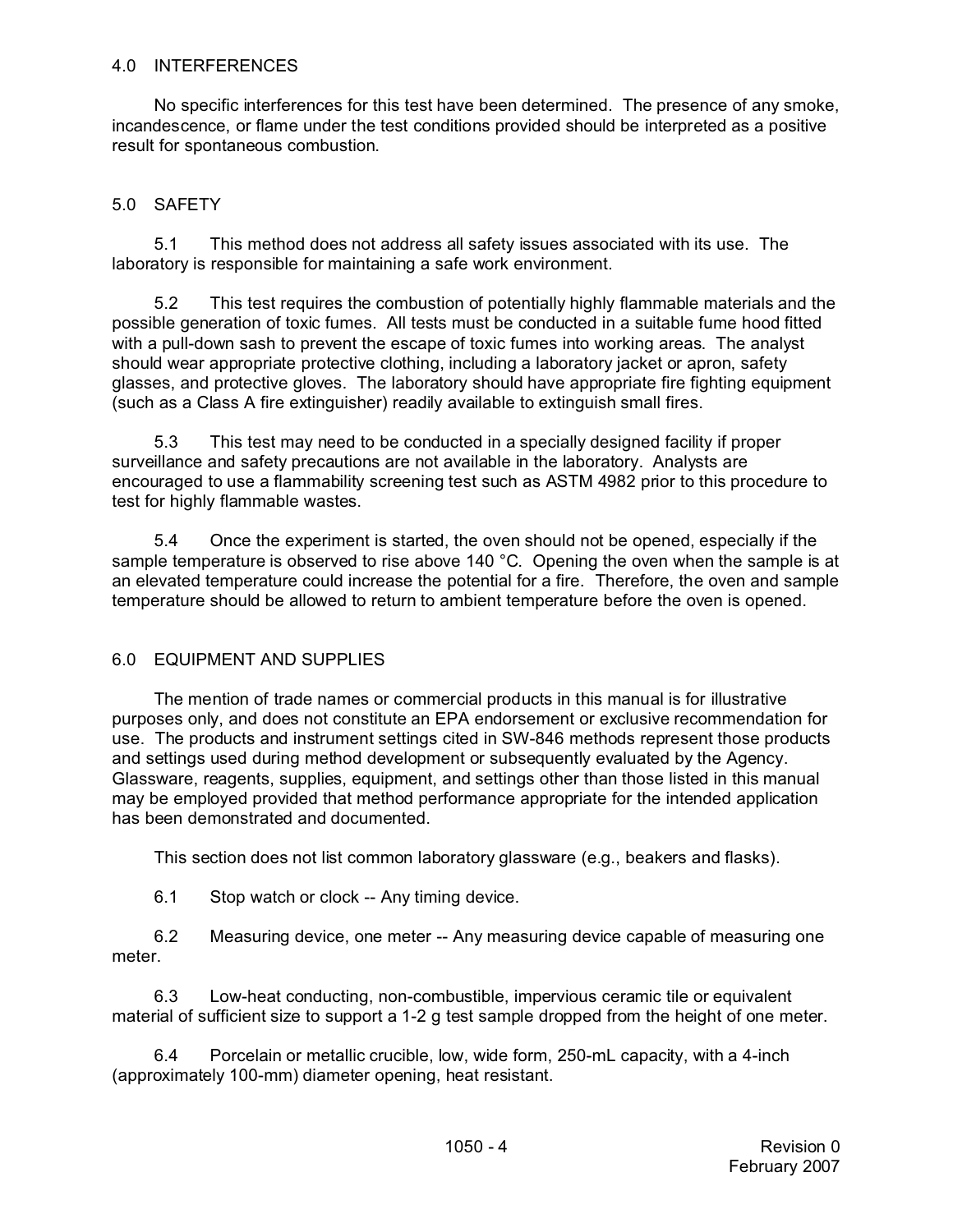## 4.0 INTERFERENCES

No specific interferences for this test have been determined. The presence of any smoke, incandescence, or flame under the test conditions provided should be interpreted as a positive result for spontaneous combustion.

## 5.0 SAFETY

5.1 This method does not address all safety issues associated with its use. The laboratory is responsible for maintaining a safe work environment.

5.2 This test requires the combustion of potentially highly flammable materials and the possible generation of toxic fumes. All tests must be conducted in a suitable fume hood fitted with a pull-down sash to prevent the escape of toxic fumes into working areas. The analyst should wear appropriate protective clothing, including a laboratory jacket or apron, safety glasses, and protective gloves. The laboratory should have appropriate fire fighting equipment (such as a Class A fire extinguisher) readily available to extinguish small fires.

5.3 This test may need to be conducted in a specially designed facility if proper surveillance and safety precautions are not available in the laboratory. Analysts are encouraged to use a flammability screening test such as ASTM 4982 prior to this procedure to test for highly flammable wastes.

5.4 Once the experiment is started, the oven should not be opened, especially if the sample temperature is observed to rise above 140 °C. Opening the oven when the sample is at an elevated temperature could increase the potential for a fire. Therefore, the oven and sample temperature should be allowed to return to ambient temperature before the oven is opened.

## 6.0 EQUIPMENT AND SUPPLIES

The mention of trade names or commercial products in this manual is for illustrative purposes only, and does not constitute an EPA endorsement or exclusive recommendation for use. The products and instrument settings cited in SW-846 methods represent those products and settings used during method development or subsequently evaluated by the Agency. Glassware, reagents, supplies, equipment, and settings other than those listed in this manual may be employed provided that method performance appropriate for the intended application has been demonstrated and documented.

This section does not list common laboratory glassware (e.g., beakers and flasks).

6.1 Stop watch or clock -- Any timing device.

6.2 Measuring device, one meter -- Any measuring device capable of measuring one meter.

6.3 Low-heat conducting, non-combustible, impervious ceramic tile or equivalent material of sufficient size to support a 1-2 g test sample dropped from the height of one meter.

6.4 Porcelain or metallic crucible, low, wide form, 250-mL capacity, with a 4-inch (approximately 100-mm) diameter opening, heat resistant.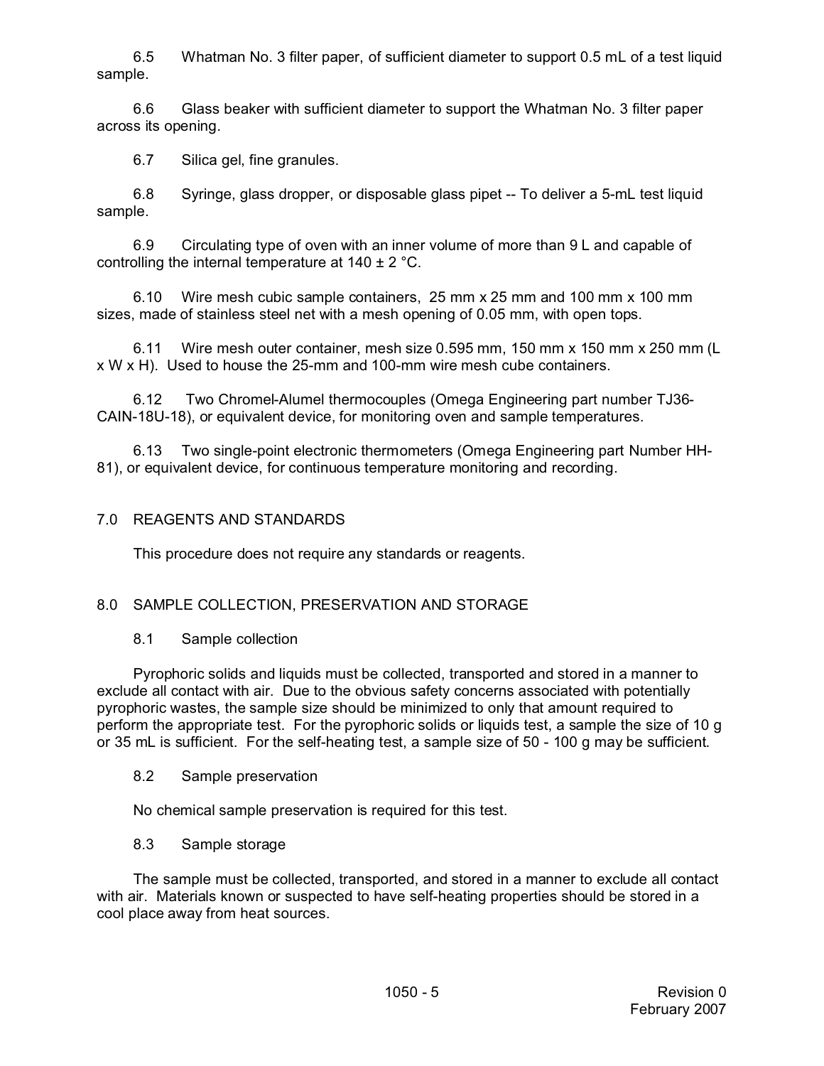6.5 Whatman No. 3 filter paper, of sufficient diameter to support 0.5 mL of a test liquid sample.

6.6 Glass beaker with sufficient diameter to support the Whatman No. 3 filter paper across its opening.

6.7 Silica gel, fine granules.

6.8 Syringe, glass dropper, or disposable glass pipet -- To deliver a 5-mL test liquid sample.

6.9 Circulating type of oven with an inner volume of more than 9 L and capable of controlling the internal temperature at 140 ± 2 °C.

6.10 Wire mesh cubic sample containers, 25 mm x 25 mm and 100 mm x 100 mm sizes, made of stainless steel net with a mesh opening of 0.05 mm, with open tops.

6.11 Wire mesh outer container, mesh size 0.595 mm, 150 mm x 150 mm x 250 mm (L x W x H). Used to house the 25-mm and 100-mm wire mesh cube containers.

6.12 Two Chromel-Alumel thermocouples (Omega Engineering part number TJ36-CAIN-18U-18), or equivalent device, for monitoring oven and sample temperatures.

6.13 Two single-point electronic thermometers (Omega Engineering part Number HH-81), or equivalent device, for continuous temperature monitoring and recording.

## 7.0 REAGENTS AND STANDARDS

This procedure does not require any standards or reagents.

## 8.0 SAMPLE COLLECTION, PRESERVATION AND STORAGE

### 8.1 Sample collection

Pyrophoric solids and liquids must be collected, transported and stored in a manner to exclude all contact with air. Due to the obvious safety concerns associated with potentially pyrophoric wastes, the sample size should be minimized to only that amount required to perform the appropriate test. For the pyrophoric solids or liquids test, a sample the size of 10 g or 35 mL is sufficient. For the self-heating test, a sample size of 50 - 100 g may be sufficient.

### 8.2 Sample preservation

No chemical sample preservation is required for this test.

### 8.3 Sample storage

The sample must be collected, transported, and stored in a manner to exclude all contact with air. Materials known or suspected to have self-heating properties should be stored in a cool place away from heat sources.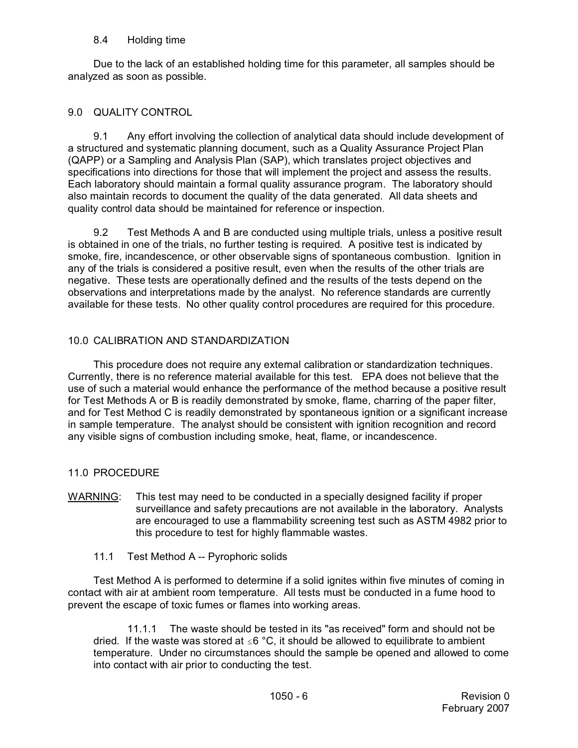### 8.4 Holding time

Due to the lack of an established holding time for this parameter, all samples should be analyzed as soon as possible.

## 9.0 QUALITY CONTROL

9.1 Any effort involving the collection of analytical data should include development of a structured and systematic planning document, such as a Quality Assurance Project Plan (QAPP) or a Sampling and Analysis Plan (SAP), which translates project objectives and specifications into directions for those that will implement the project and assess the results. Each laboratory should maintain a formal quality assurance program. The laboratory should also maintain records to document the quality of the data generated. All data sheets and quality control data should be maintained for reference or inspection.

9.2 Test Methods A and B are conducted using multiple trials, unless a positive result is obtained in one of the trials, no further testing is required. A positive test is indicated by smoke, fire, incandescence, or other observable signs of spontaneous combustion. Ignition in any of the trials is considered a positive result, even when the results of the other trials are negative. These tests are operationally defined and the results of the tests depend on the observations and interpretations made by the analyst. No reference standards are currently available for these tests. No other quality control procedures are required for this procedure.

## 10.0 CALIBRATION AND STANDARDIZATION

This procedure does not require any external calibration or standardization techniques. Currently, there is no reference material available for this test. EPA does not believe that the use of such a material would enhance the performance of the method because a positive result for Test Methods A or B is readily demonstrated by smoke, flame, charring of the paper filter, and for Test Method C is readily demonstrated by spontaneous ignition or a significant increase in sample temperature. The analyst should be consistent with ignition recognition and record any visible signs of combustion including smoke, heat, flame, or incandescence.

## 11.0 PROCEDURE

WARNING: This test may need to be conducted in a specially designed facility if proper surveillance and safety precautions are not available in the laboratory. Analysts are encouraged to use a flammability screening test such as ASTM 4982 prior to this procedure to test for highly flammable wastes.

### 11.1 Test Method A -- Pyrophoric solids

Test Method A is performed to determine if a solid ignites within five minutes of coming in contact with air at ambient room temperature. All tests must be conducted in a fume hood to prevent the escape of toxic fumes or flames into working areas.

11.1.1 The waste should be tested in its "as received" form and should not be dried. If the waste was stored at ≤6 °C, it should be allowed to equilibrate to ambient temperature. Under no circumstances should the sample be opened and allowed to come into contact with air prior to conducting the test.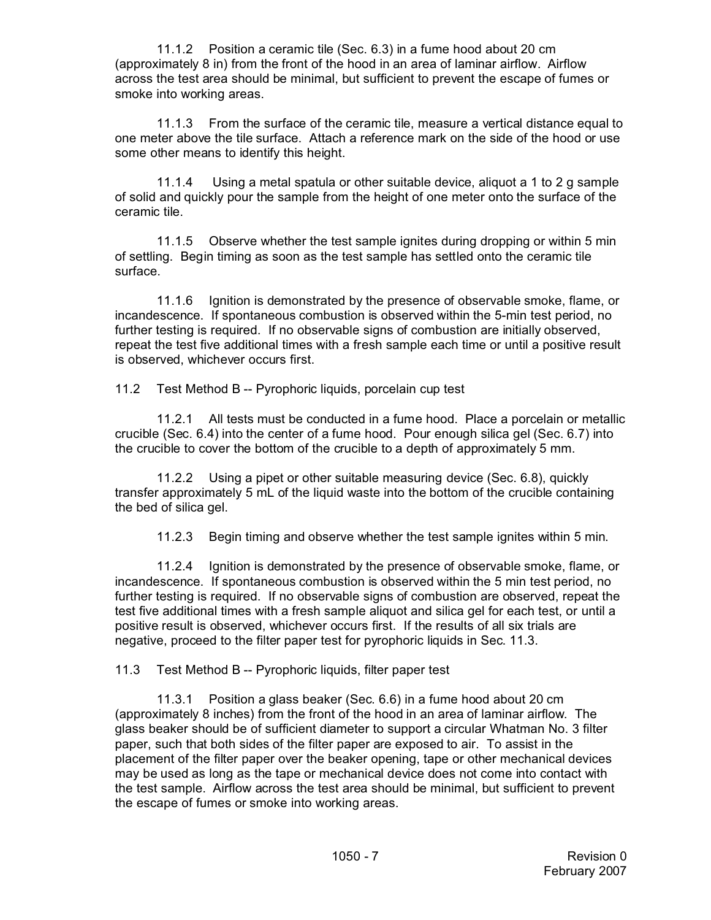11.1.2 Position a ceramic tile (Sec. 6.3) in a fume hood about 20 cm (approximately 8 in) from the front of the hood in an area of laminar airflow. Airflow across the test area should be minimal, but sufficient to prevent the escape of fumes or smoke into working areas.

11.1.3 From the surface of the ceramic tile, measure a vertical distance equal to one meter above the tile surface. Attach a reference mark on the side of the hood or use some other means to identify this height.

11.1.4 Using a metal spatula or other suitable device, aliquot a 1 to 2 g sample of solid and quickly pour the sample from the height of one meter onto the surface of the ceramic tile.

11.1.5 Observe whether the test sample ignites during dropping or within 5 min of settling. Begin timing as soon as the test sample has settled onto the ceramic tile surface.

11.1.6 Ignition is demonstrated by the presence of observable smoke, flame, or incandescence. If spontaneous combustion is observed within the 5-min test period, no further testing is required. If no observable signs of combustion are initially observed, repeat the test five additional times with a fresh sample each time or until a positive result is observed, whichever occurs first.

11.2 Test Method B -- Pyrophoric liquids, porcelain cup test

11.2.1 All tests must be conducted in a fume hood. Place a porcelain or metallic crucible (Sec. 6.4) into the center of a fume hood. Pour enough silica gel (Sec. 6.7) into the crucible to cover the bottom of the crucible to a depth of approximately 5 mm.

11.2.2 Using a pipet or other suitable measuring device (Sec. 6.8), quickly transfer approximately 5 mL of the liquid waste into the bottom of the crucible containing the bed of silica gel.

11.2.3 Begin timing and observe whether the test sample ignites within 5 min.

11.2.4 Ignition is demonstrated by the presence of observable smoke, flame, or incandescence. If spontaneous combustion is observed within the 5 min test period, no further testing is required. If no observable signs of combustion are observed, repeat the test five additional times with a fresh sample aliquot and silica gel for each test, or until a positive result is observed, whichever occurs first. If the results of all six trials are negative, proceed to the filter paper test for pyrophoric liquids in Sec. 11.3.

11.3 Test Method B -- Pyrophoric liquids, filter paper test

11.3.1 Position a glass beaker (Sec. 6.6) in a fume hood about 20 cm (approximately 8 inches) from the front of the hood in an area of laminar airflow. The glass beaker should be of sufficient diameter to support a circular Whatman No. 3 filter paper, such that both sides of the filter paper are exposed to air. To assist in the placement of the filter paper over the beaker opening, tape or other mechanical devices may be used as long as the tape or mechanical device does not come into contact with the test sample. Airflow across the test area should be minimal, but sufficient to prevent the escape of fumes or smoke into working areas.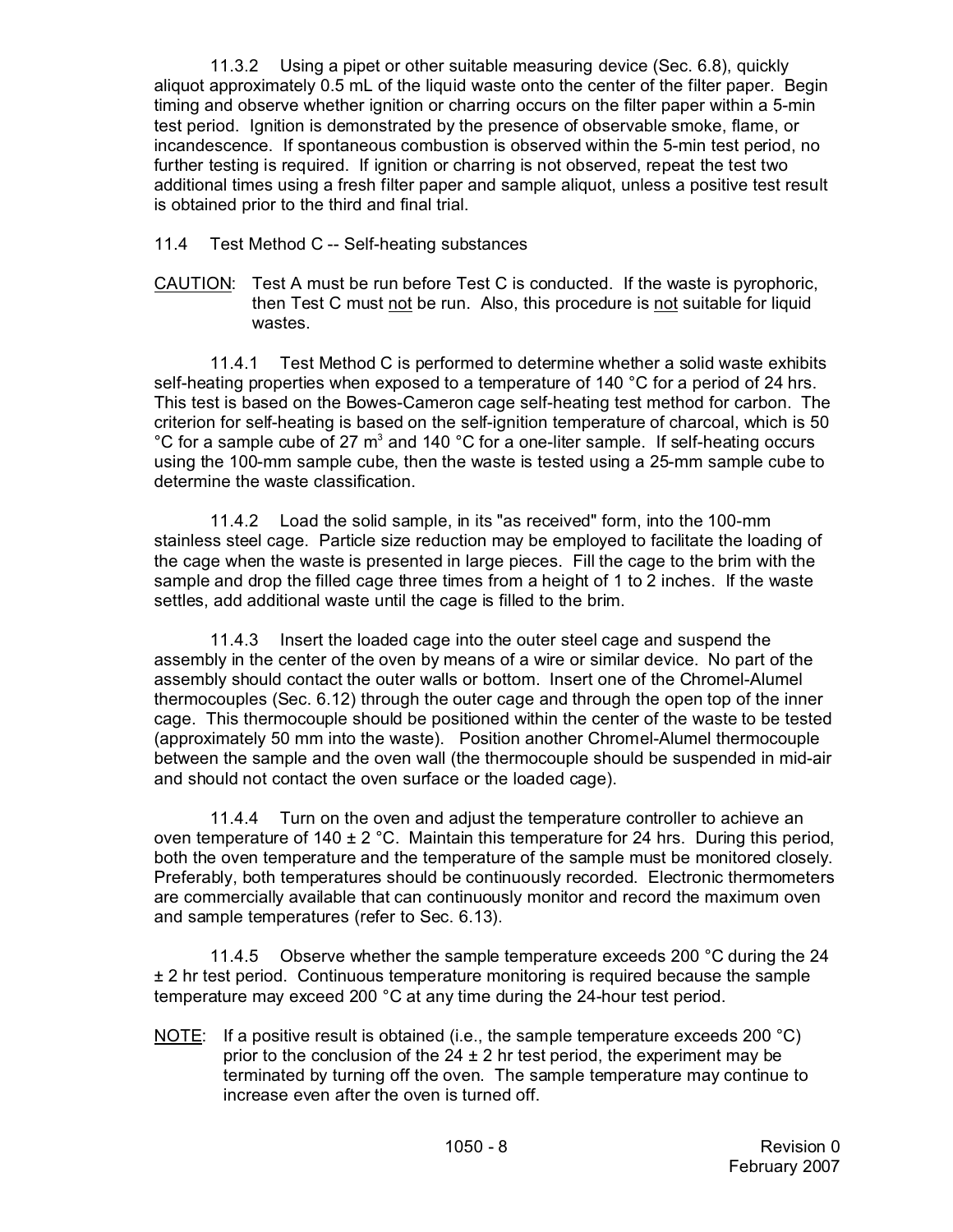11.3.2 Using a pipet or other suitable measuring device (Sec. 6.8), quickly aliquot approximately 0.5 mL of the liquid waste onto the center of the filter paper. Begin timing and observe whether ignition or charring occurs on the filter paper within a 5-min test period. Ignition is demonstrated by the presence of observable smoke, flame, or incandescence. If spontaneous combustion is observed within the 5-min test period, no further testing is required. If ignition or charring is not observed, repeat the test two additional times using a fresh filter paper and sample aliquot, unless a positive test result is obtained prior to the third and final trial.

11.4 Test Method C -- Self-heating substances

CAUTION: Test A must be run before Test C is conducted. If the waste is pyrophoric, then Test C must not be run. Also, this procedure is not suitable for liquid wastes.

11.4.1 Test Method C is performed to determine whether a solid waste exhibits self-heating properties when exposed to a temperature of 140 °C for a period of 24 hrs. This test is based on the Bowes-Cameron cage self-heating test method for carbon. The criterion for self-heating is based on the self-ignition temperature of charcoal, which is 50 °C for a sample cube of 27 $m^3$ and 140 °C for a one-liter sample. If self-heating occurs using the 100-mm sample cube, then the waste is tested using a 25-mm sample cube to determine the waste classification.

11.4.2 Load the solid sample, in its "as received" form, into the 100-mm stainless steel cage. Particle size reduction may be employed to facilitate the loading of the cage when the waste is presented in large pieces. Fill the cage to the brim with the sample and drop the filled cage three times from a height of 1 to 2 inches. If the waste settles, add additional waste until the cage is filled to the brim.

11.4.3 Insert the loaded cage into the outer steel cage and suspend the assembly in the center of the oven by means of a wire or similar device. No part of the assembly should contact the outer walls or bottom. Insert one of the Chromel-Alumel thermocouples (Sec. 6.12) through the outer cage and through the open top of the inner cage. This thermocouple should be positioned within the center of the waste to be tested (approximately 50 mm into the waste). Position another Chromel-Alumel thermocouple between the sample and the oven wall (the thermocouple should be suspended in mid-air and should not contact the oven surface or the loaded cage).

11.4.4 Turn on the oven and adjust the temperature controller to achieve an oven temperature of 140 ± 2 °C. Maintain this temperature for 24 hrs. During this period, both the oven temperature and the temperature of the sample must be monitored closely. Preferably, both temperatures should be continuously recorded. Electronic thermometers are commercially available that can continuously monitor and record the maximum oven and sample temperatures (refer to Sec. 6.13).

11.4.5 Observe whether the sample temperature exceeds 200 °C during the 24 ± 2 hr test period. Continuous temperature monitoring is required because the sample temperature may exceed 200 °C at any time during the 24-hour test period.

NOTE: If a positive result is obtained (i.e., the sample temperature exceeds 200 °C) prior to the conclusion of the 24 ± 2 hr test period, the experiment may be terminated by turning off the oven. The sample temperature may continue to increase even after the oven is turned off.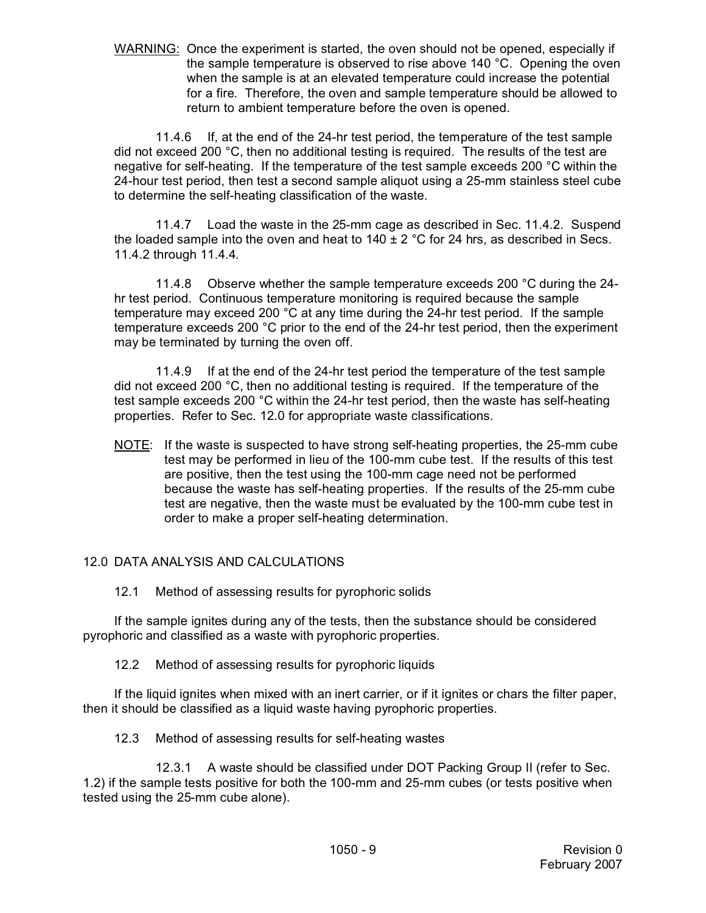WARNING: Once the experiment is started, the oven should not be opened, especially if the sample temperature is observed to rise above 140 °C. Opening the oven when the sample is at an elevated temperature could increase the potential for a fire. Therefore, the oven and sample temperature should be allowed to return to ambient temperature before the oven is opened.

11.4.6 If, at the end of the 24-hr test period, the temperature of the test sample did not exceed 200 °C, then no additional testing is required. The results of the test are negative for self-heating. If the temperature of the test sample exceeds 200 °C within the 24-hour test period, then test a second sample aliquot using a 25-mm stainless steel cube to determine the self-heating classification of the waste.

11.4.7 Load the waste in the 25-mm cage as described in Sec. 11.4.2. Suspend the loaded sample into the oven and heat to 140 ± 2 °C for 24 hrs, as described in Secs. 11.4.2 through 11.4.4.

11.4.8 Observe whether the sample temperature exceeds 200 °C during the 24-hr test period. Continuous temperature monitoring is required because the sample temperature may exceed 200 °C at any time during the 24-hr test period. If the sample temperature exceeds 200 °C prior to the end of the 24-hr test period, then the experiment may be terminated by turning the oven off.

11.4.9 If at the end of the 24-hr test period the temperature of the test sample did not exceed 200 °C, then no additional testing is required. If the temperature of the test sample exceeds 200 °C within the 24-hr test period, then the waste has self-heating properties. Refer to Sec. 12.0 for appropriate waste classifications.

NOTE: If the waste is suspected to have strong self-heating properties, the 25-mm cube test may be performed in lieu of the 100-mm cube test. If the results of this test are positive, then the test using the 100-mm cage need not be performed because the waste has self-heating properties. If the results of the 25-mm cube test are negative, then the waste must be evaluated by the 100-mm cube test in order to make a proper self-heating determination.

## 12.0 DATA ANALYSIS AND CALCULATIONS

### 12.1 Method of assessing results for pyrophoric solids

If the sample ignites during any of the tests, then the substance should be considered pyrophoric and classified as a waste with pyrophoric properties.

### 12.2 Method of assessing results for pyrophoric liquids

If the liquid ignites when mixed with an inert carrier, or if it ignites or chars the filter paper, then it should be classified as a liquid waste having pyrophoric properties.

### 12.3 Method of assessing results for self-heating wastes

12.3.1 A waste should be classified under DOT Packing Group II (refer to Sec. 1.2) if the sample tests positive for both the 100-mm and 25-mm cubes (or tests positive when tested using the 25-mm cube alone).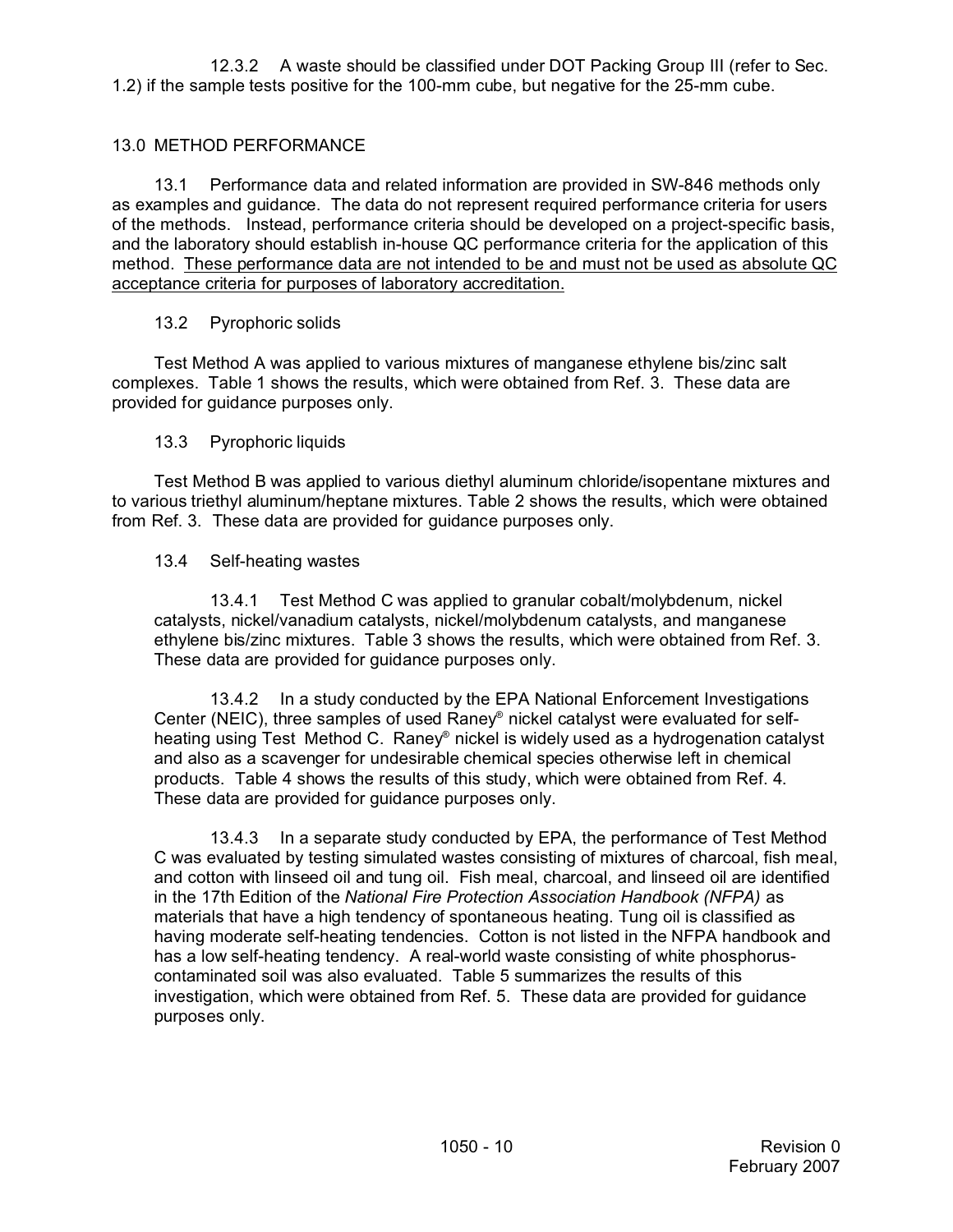12.3.2 A waste should be classified under DOT Packing Group III (refer to Sec. 1.2) if the sample tests positive for the 100-mm cube, but negative for the 25-mm cube.

## 13.0 METHOD PERFORMANCE

13.1 Performance data and related information are provided in SW-846 methods only as examples and guidance. The data do not represent required performance criteria for users of the methods. Instead, performance criteria should be developed on a project-specific basis, and the laboratory should establish in-house QC performance criteria for the application of this method. <u>These performance data are not intended to be and must not be used as absolute QC acceptance criteria for purposes of laboratory accreditation.</u>

13.2 Pyrophoric solids

Test Method A was applied to various mixtures of manganese ethylene bis/zinc salt complexes. Table 1 shows the results, which were obtained from Ref. 3. These data are provided for guidance purposes only.

13.3 Pyrophoric liquids

Test Method B was applied to various diethyl aluminum chloride/isopentane mixtures and to various triethyl aluminum/heptane mixtures. Table 2 shows the results, which were obtained from Ref. 3. These data are provided for guidance purposes only.

13.4 Self-heating wastes

13.4.1 Test Method C was applied to granular cobalt/molybdenum, nickel catalysts, nickel/vanadium catalysts, nickel/molybdenum catalysts, and manganese ethylene bis/zinc mixtures. Table 3 shows the results, which were obtained from Ref. 3. These data are provided for guidance purposes only.

13.4.2 In a study conducted by the EPA National Enforcement Investigations Center (NEIC), three samples of used Raney® nickel catalyst were evaluated for self-heating using Test Method C. Raney® nickel is widely used as a hydrogenation catalyst and also as a scavenger for undesirable chemical species otherwise left in chemical products. Table 4 shows the results of this study, which were obtained from Ref. 4. These data are provided for guidance purposes only.

13.4.3 In a separate study conducted by EPA, the performance of Test Method C was evaluated by testing simulated wastes consisting of mixtures of charcoal, fish meal, and cotton with linseed oil and tung oil. Fish meal, charcoal, and linseed oil are identified in the 17th Edition of the *National Fire Protection Association Handbook (NFPA)* as materials that have a high tendency of spontaneous heating. Tung oil is classified as having moderate self-heating tendencies. Cotton is not listed in the NFPA handbook and has a low self-heating tendency. A real-world waste consisting of white phosphorus-contaminated soil was also evaluated. Table 5 summarizes the results of this investigation, which were obtained from Ref. 5. These data are provided for guidance purposes only.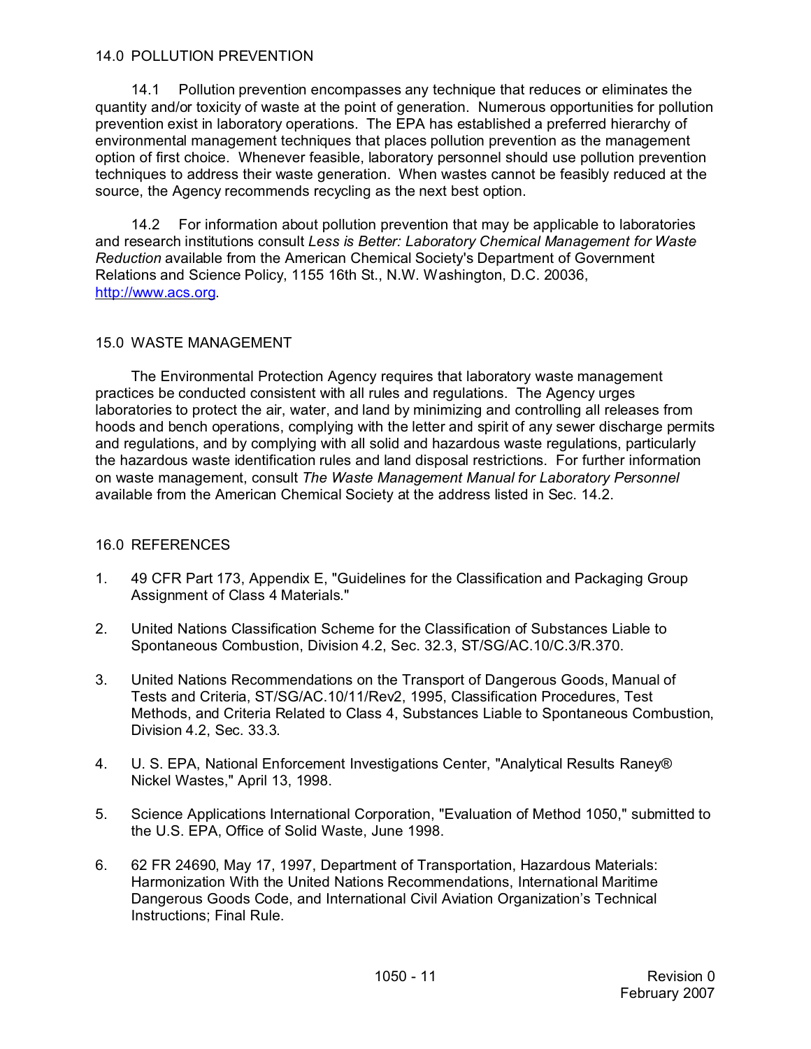## 14.0 POLLUTION PREVENTION

14.1 Pollution prevention encompasses any technique that reduces or eliminates the quantity and/or toxicity of waste at the point of generation. Numerous opportunities for pollution prevention exist in laboratory operations. The EPA has established a preferred hierarchy of environmental management techniques that places pollution prevention as the management option of first choice. Whenever feasible, laboratory personnel should use pollution prevention techniques to address their waste generation. When wastes cannot be feasibly reduced at the source, the Agency recommends recycling as the next best option.

14.2 For information about pollution prevention that may be applicable to laboratories and research institutions consult *Less is Better: Laboratory Chemical Management for Waste Reduction* available from the American Chemical Society's Department of Government Relations and Science Policy, 1155 16th St., N.W. Washington, D.C. 20036, http://www.acs.org.

## 15.0 WASTE MANAGEMENT

The Environmental Protection Agency requires that laboratory waste management practices be conducted consistent with all rules and regulations. The Agency urges laboratories to protect the air, water, and land by minimizing and controlling all releases from hoods and bench operations, complying with the letter and spirit of any sewer discharge permits and regulations, and by complying with all solid and hazardous waste regulations, particularly the hazardous waste identification rules and land disposal restrictions. For further information on waste management, consult *The Waste Management Manual for Laboratory Personnel* available from the American Chemical Society at the address listed in Sec. 14.2.

## 16.0 REFERENCES

1. 49 CFR Part 173, Appendix E, "Guidelines for the Classification and Packaging Group Assignment of Class 4 Materials."

2. United Nations Classification Scheme for the Classification of Substances Liable to Spontaneous Combustion, Division 4.2, Sec. 32.3, ST/SG/AC.10/C.3/R.370.

3. United Nations Recommendations on the Transport of Dangerous Goods, Manual of Tests and Criteria, ST/SG/AC.10/11/Rev2, 1995, Classification Procedures, Test Methods, and Criteria Related to Class 4, Substances Liable to Spontaneous Combustion, Division 4.2, Sec. 33.3.

4. U. S. EPA, National Enforcement Investigations Center, "Analytical Results Raney® Nickel Wastes," April 13, 1998.

5. Science Applications International Corporation, "Evaluation of Method 1050," submitted to the U.S. EPA, Office of Solid Waste, June 1998.

6. 62 FR 24690, May 17, 1997, Department of Transportation, Hazardous Materials: Harmonization With the United Nations Recommendations, International Maritime Dangerous Goods Code, and International Civil Aviation Organization's Technical Instructions; Final Rule.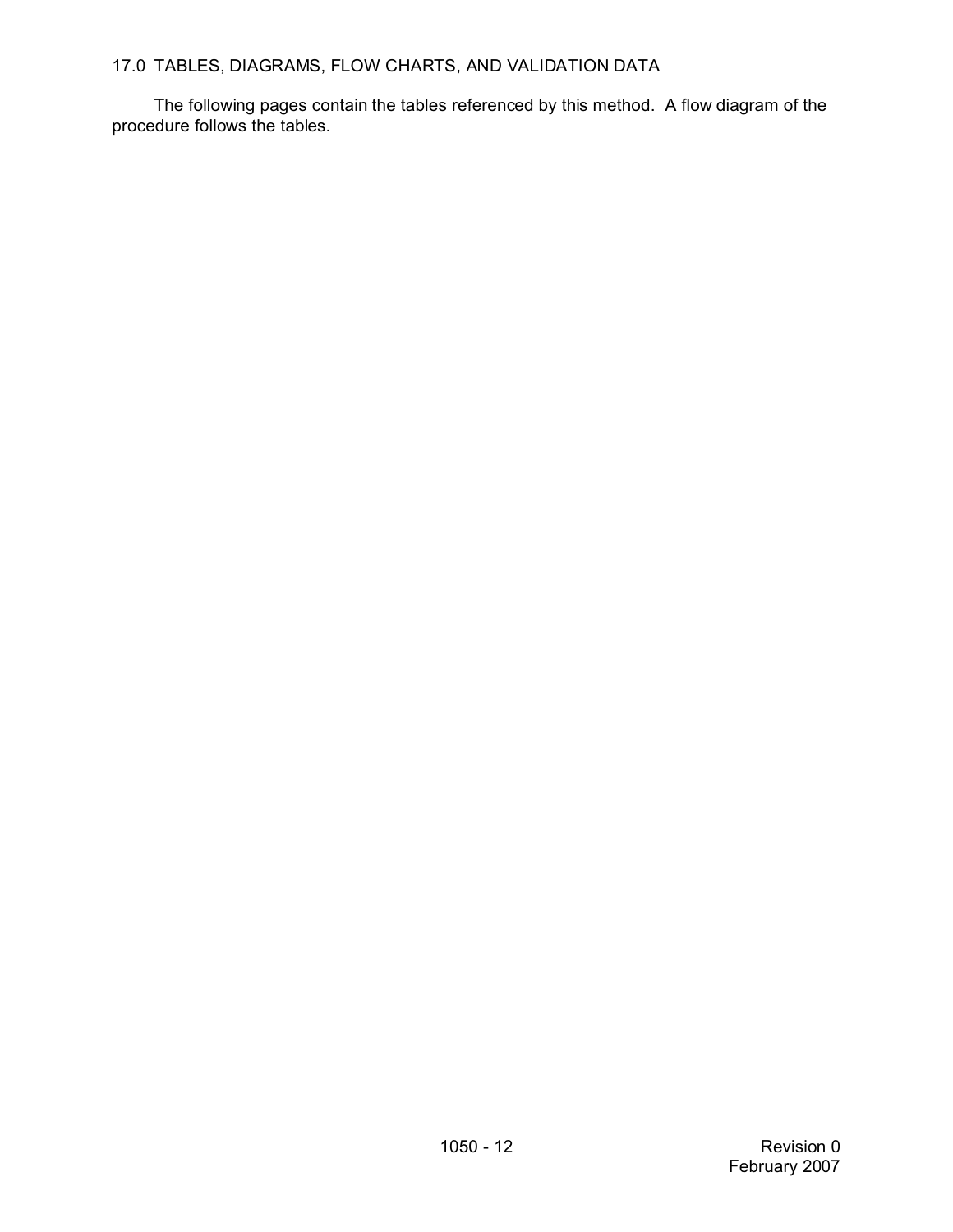## 17.0 TABLES, DIAGRAMS, FLOW CHARTS, AND VALIDATION DATA

The following pages contain the tables referenced by this method. A flow diagram of the procedure follows the tables.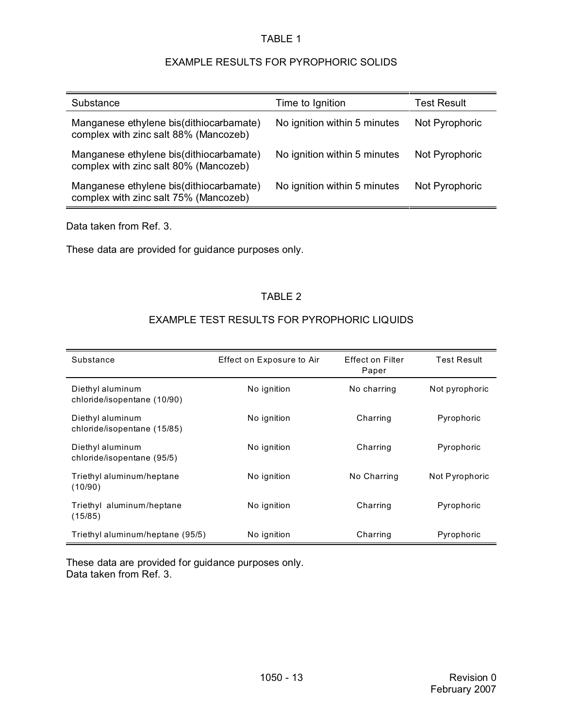TABLE 1

EXAMPLE RESULTS FOR PYROPHORIC SOLIDS

| Substance | Time to Ignition | Test Result |
|---|---|---|
| Manganese ethylene bis(dithiocarbamate) complex with zinc salt 88% (Mancozeb) | No ignition within 5 minutes | Not Pyrophoric |
| Manganese ethylene bis(dithiocarbamate) complex with zinc salt 80% (Mancozeb) | No ignition within 5 minutes | Not Pyrophoric |
| Manganese ethylene bis(dithiocarbamate) complex with zinc salt 75% (Mancozeb) | No ignition within 5 minutes | Not Pyrophoric |

Data taken from Ref. 3.

These data are provided for guidance purposes only.

TABLE 2

EXAMPLE TEST RESULTS FOR PYROPHORIC LIQUIDS

| Substance | Effect on Exposure to Air | Effect on Filter Paper | Test Result |
|---|---|---|---|
| Diethyl aluminum chloride/isopentane (10/90) | No ignition | No charring | Not pyrophoric |
| Diethyl aluminum chloride/isopentane (15/85) | No ignition | Charring | Pyrophoric |
| Diethyl aluminum chloride/isopentane (95/5) | No ignition | Charring | Pyrophoric |
| Triethyl aluminum/heptane (10/90) | No ignition | No Charring | Not Pyrophoric |
| Triethyl aluminum/heptane (15/85) | No ignition | Charring | Pyrophoric |
| Triethyl aluminum/heptane (95/5) | No ignition | Charring | Pyrophoric |

These data are provided for guidance purposes only.
Data taken from Ref. 3.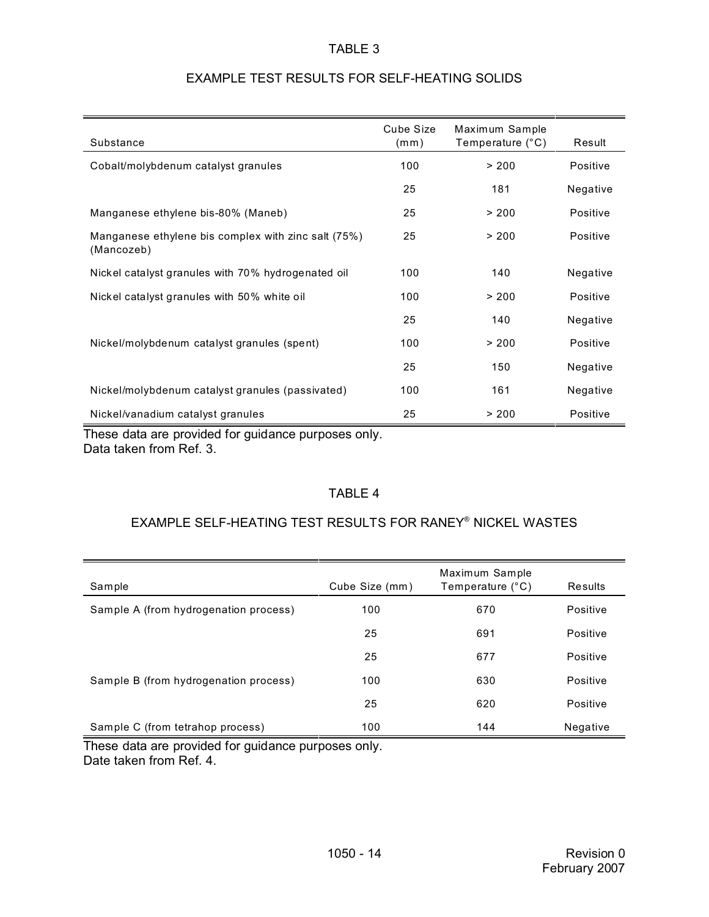TABLE 3

EXAMPLE TEST RESULTS FOR SELF-HEATING SOLIDS

| Substance | Cube Size (mm) | Maximum Sample Temperature (°C) | Result |
|---|---|---|---|
| Cobalt/molybdenum catalyst granules | 100 | > 200 | Positive |
| | 25 | 181 | Negative |
| Manganese ethylene bis-80% (Maneb) | 25 | > 200 | Positive |
| Manganese ethylene bis complex with zinc salt (75%) (Mancozeb) | 25 | > 200 | Positive |
| Nickel catalyst granules with 70% hydrogenated oil | 100 | 140 | Negative |
| Nickel catalyst granules with 50% white oil | 100 | > 200 | Positive |
| | 25 | 140 | Negative |
| Nickel/molybdenum catalyst granules (spent) | 100 | > 200 | Positive |
| | 25 | 150 | Negative |
| Nickel/molybdenum catalyst granules (passivated) | 100 | 161 | Negative |
| Nickel/vanadium catalyst granules | 25 | > 200 | Positive |

These data are provided for guidance purposes only.
Data taken from Ref. 3.

TABLE 4

EXAMPLE SELF-HEATING TEST RESULTS FOR RANEY® NICKEL WASTES

| Sample | Cube Size (mm) | Maximum Sample Temperature (°C) | Results |
|---|---|---|---|
| Sample A (from hydrogenation process) | 100 | 670 | Positive |
| | 25 | 691 | Positive |
| | 25 | 677 | Positive |
| Sample B (from hydrogenation process) | 100 | 630 | Positive |
| | 25 | 620 | Positive |
| Sample C (from tetrahop process) | 100 | 144 | Negative |

These data are provided for guidance purposes only.
Date taken from Ref. 4.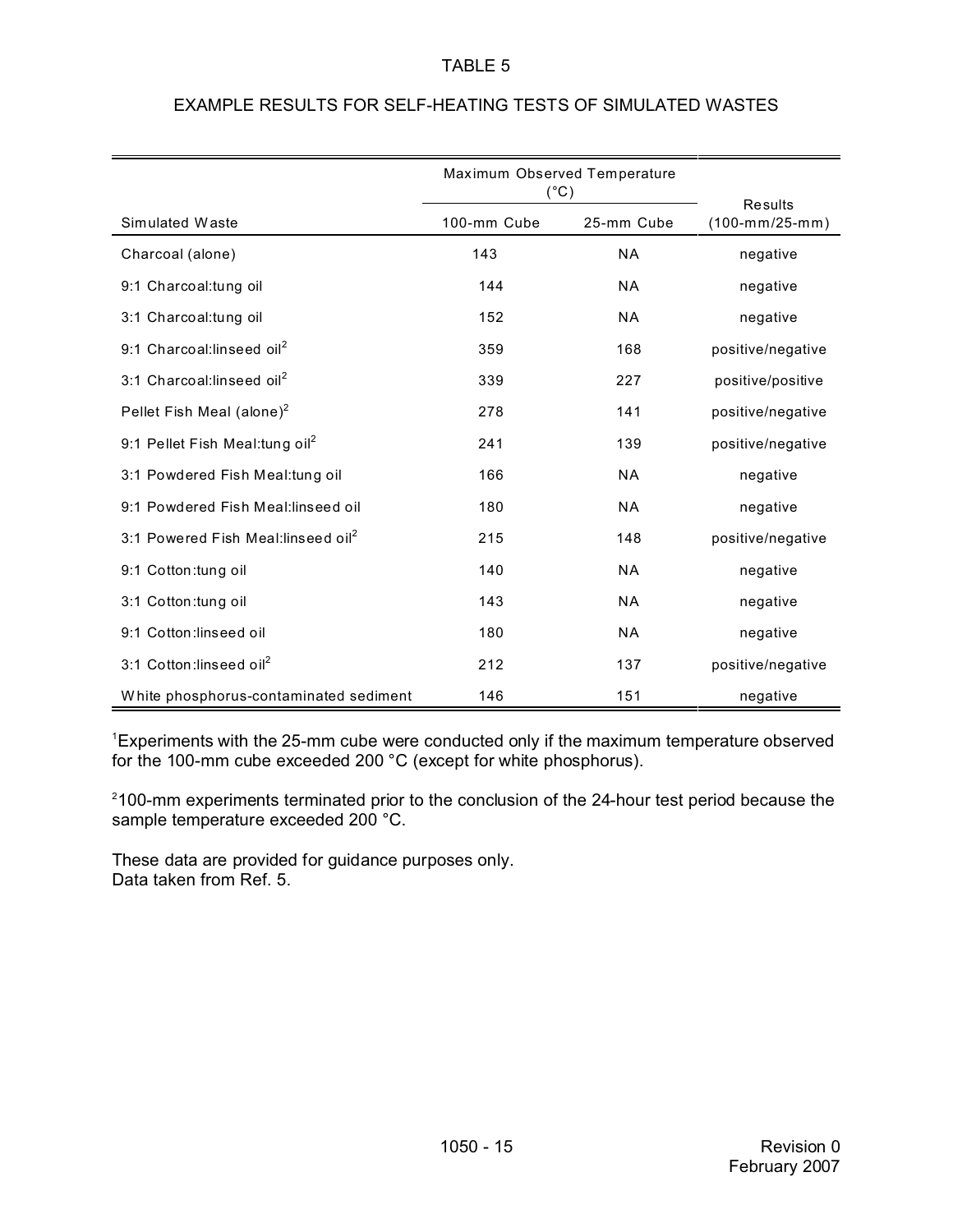TABLE 5

EXAMPLE RESULTS FOR SELF-HEATING TESTS OF SIMULATED WASTES

| Simulated Waste | Maximum Observed Temperature (°C) | | Results (100-mm/25-mm) |
|---|---|---|---|
| | 100-mm Cube | 25-mm Cube | |
| Charcoal (alone) | 143 | NA | negative |
| 9:1 Charcoal:tung oil | 144 | NA | negative |
| 3:1 Charcoal:tung oil | 152 | NA | negative |
| 9:1 Charcoal:linseed oil[2] | 359 | 168 | positive/negative |
| 3:1 Charcoal:linseed oil[2] | 339 | 227 | positive/positive |
| Pellet Fish Meal (alone)[2] | 278 | 141 | positive/negative |
| 9:1 Pellet Fish Meal:tung oil[2] | 241 | 139 | positive/negative |
| 3:1 Powdered Fish Meal:tung oil | 166 | NA | negative |
| 9:1 Powdered Fish Meal:linseed oil | 180 | NA | negative |
| 3:1 Powered Fish Meal:linseed oil[2] | 215 | 148 | positive/negative |
| 9:1 Cotton:tung oil | 140 | NA | negative |
| 3:1 Cotton:tung oil | 143 | NA | negative |
| 9:1 Cotton:linseed oil | 180 | NA | negative |
| 3:1 Cotton:linseed oil[2] | 212 | 137 | positive/negative |
| White phosphorus-contaminated sediment | 146 | 151 | negative |

[1]Experiments with the 25-mm cube were conducted only if the maximum temperature observed for the 100-mm cube exceeded 200 °C (except for white phosphorus).

[2]100-mm experiments terminated prior to the conclusion of the 24-hour test period because the sample temperature exceeded 200 °C.

These data are provided for guidance purposes only.
Data taken from Ref. 5.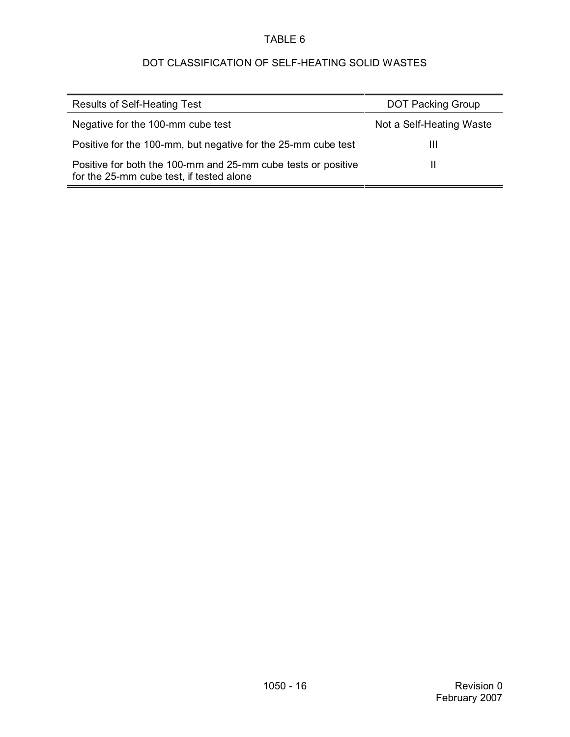TABLE 6

DOT CLASSIFICATION OF SELF-HEATING SOLID WASTES

| Results of Self-Heating Test | DOT Packing Group |
| --- | --- |
| Negative for the 100-mm cube test | Not a Self-Heating Waste |
| Positive for the 100-mm, but negative for the 25-mm cube test | III |
| Positive for both the 100-mm and 25-mm cube tests or positive for the 25-mm cube test, if tested alone | II |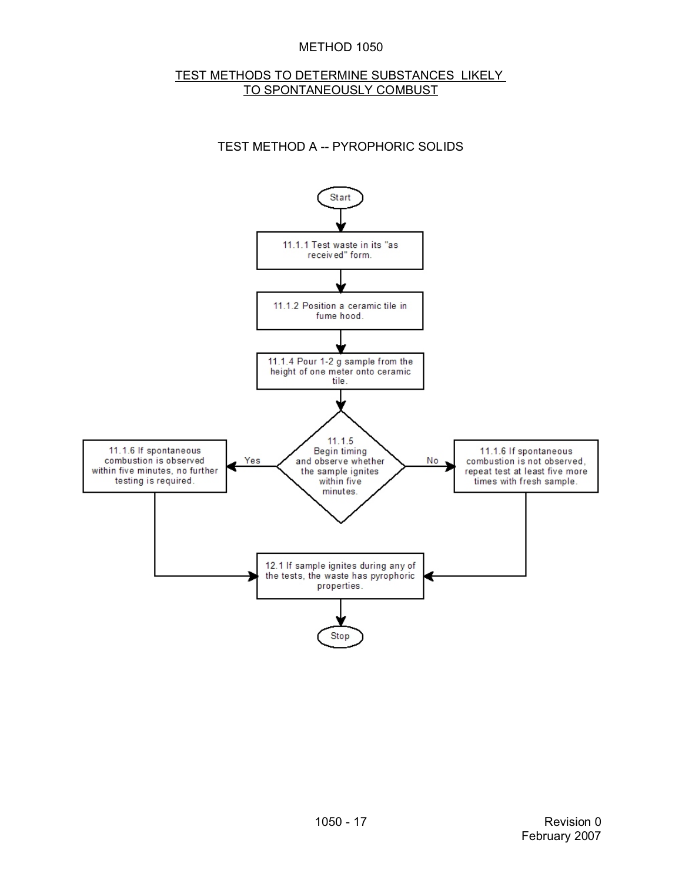METHOD 1050

<u>TEST METHODS TO DETERMINE SUBSTANCES LIKELY TO SPONTANEOUSLY COMBUST</u>

TEST METHOD A -- PYROPHORIC SOLIDS

Start

11.1.1 Test waste in its "as received" form.

11.1.2 Position a ceramic tile in fume hood.

11.1.4 Pour 1-2 g sample from the height of one meter onto ceramic tile.

11.1.5 Begin timing and observe whether the sample ignites within five minutes.

Yes: 11.1.6 If spontaneous combustion is observed within five minutes, no further testing is required.

No: 11.1.6 If spontaneous combustion is not observed, repeat test at least five more times with fresh sample.

12.1 If sample ignites during any of the tests, the waste has pyrophoric properties.

Stop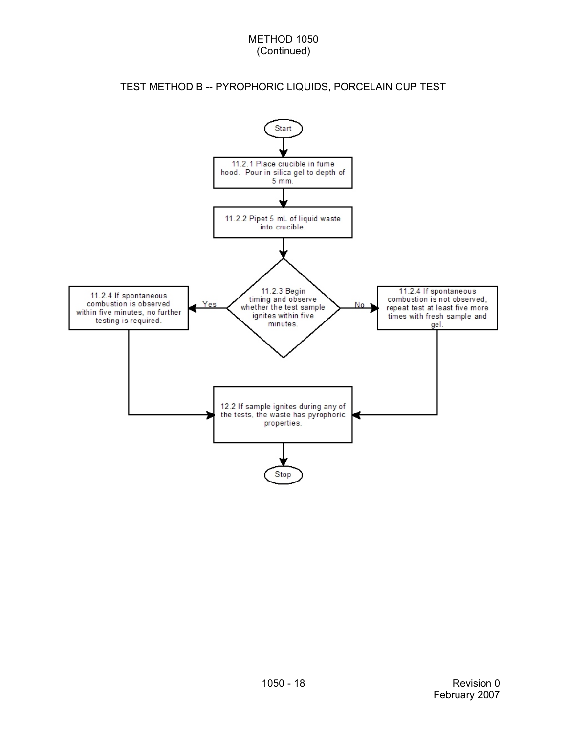METHOD 1050
(Continued)

## TEST METHOD B -- PYROPHORIC LIQUIDS, PORCELAIN CUP TEST

Start

11.2.1 Place crucible in fume hood. Pour in silica gel to depth of 5 mm.

11.2.2 Pipet 5 mL of liquid waste into crucible.

11.2.3 Begin timing and observe whether the test sample ignites within five minutes.

Yes → 11.2.4 If spontaneous combustion is observed within five minutes, no further testing is required.

No → 11.2.4 If spontaneous combustion is not observed, repeat test at least five more times with fresh sample and gel.

12.2 If sample ignites during any of the tests, the waste has pyrophoric properties.

Stop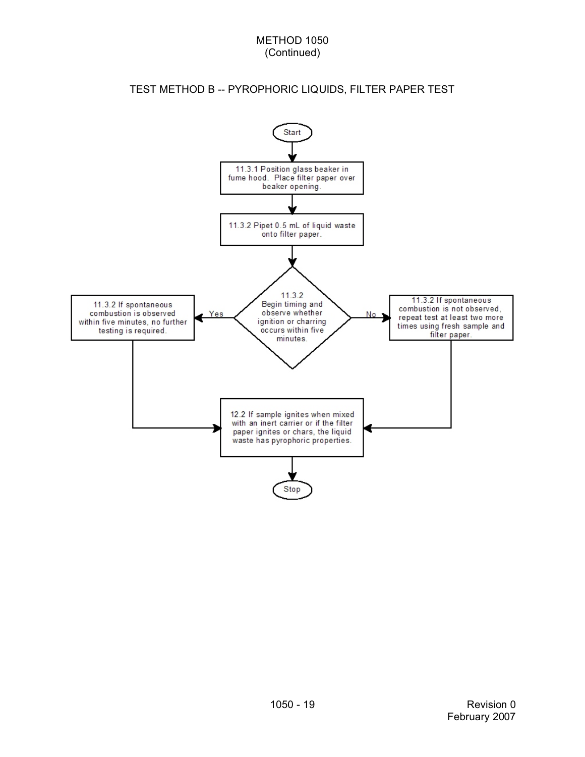METHOD 1050
(Continued)

## TEST METHOD B -- PYROPHORIC LIQUIDS, FILTER PAPER TEST

Start

11.3.1 Position glass beaker in fume hood. Place filter paper over beaker opening.

11.3.2 Pipet 0.5 mL of liquid waste onto filter paper.

11.3.2 Begin timing and observe whether ignition or charring occurs within five minutes.

Yes: 11.3.2 If spontaneous combustion is observed within five minutes, no further testing is required.

No: 11.3.2 If spontaneous combustion is not observed, repeat test at least two more times using fresh sample and filter paper.

12.2 If sample ignites when mixed with an inert carrier or if the filter paper ignites or chars, the liquid waste has pyrophoric properties.

Stop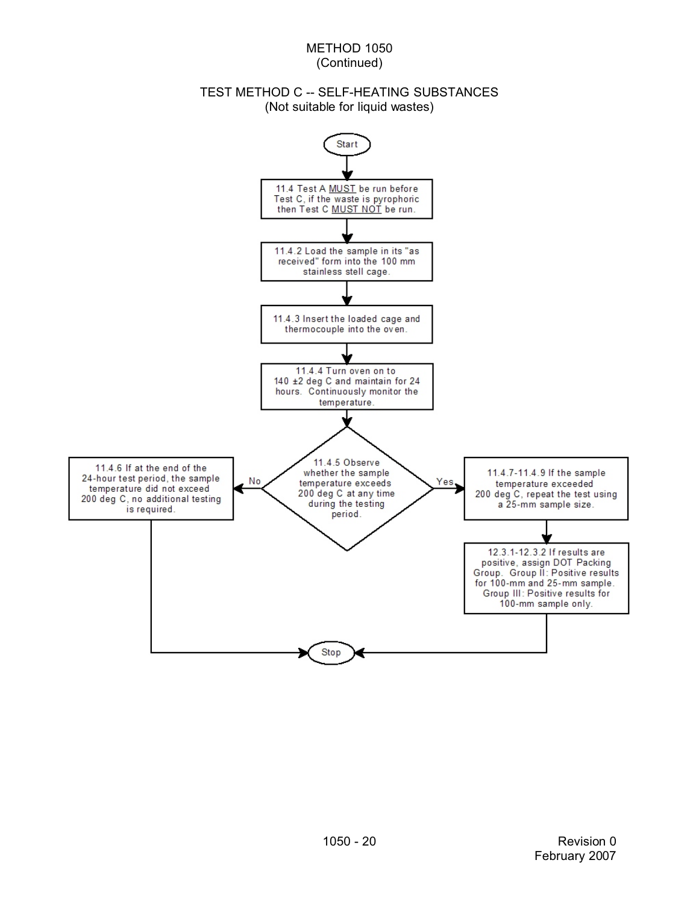METHOD 1050
(Continued)

TEST METHOD C -- SELF-HEATING SUBSTANCES
(Not suitable for liquid wastes)

Start

11.4 Test A MUST be run before Test C, if the waste is pyrophoric then Test C MUST NOT be run.

11.4.2 Load the sample in its "as received" form into the 100 mm stainless stell cage.

11.4.3 Insert the loaded cage and thermocouple into the oven.

11.4.4 Turn oven on to 140 ±2 deg C and maintain for 24 hours. Continuously monitor the temperature.

11.4.5 Observe whether the sample temperature exceeds 200 deg C at any time during the testing period.

No

11.4.6 If at the end of the 24-hour test period, the sample temperature did not exceed 200 deg C, no additional testing is required.

Yes

11.4.7-11.4.9 If the sample temperature exceeded 200 deg C, repeat the test using a 25-mm sample size.

12.3.1-12.3.2 If results are positive, assign DOT Packing Group. Group II: Positive results for 100-mm and 25-mm sample. Group III: Positive results for 100-mm sample only.

Stop

Revision 0
February 2007